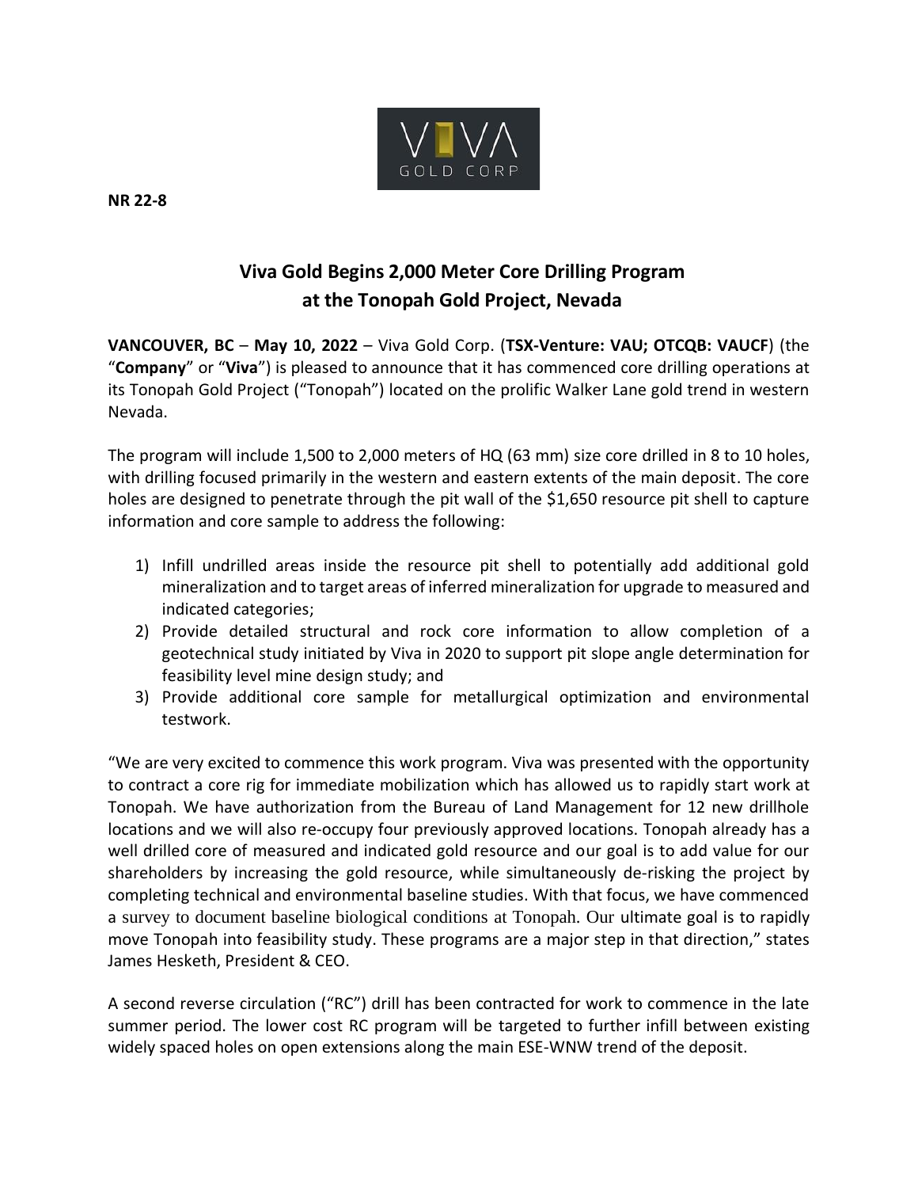**NR 22-8**

# Viva Gold Begins 2,000 Meter Core Drilling Program at the Tonopah Gold Project, Nevada

**VANCOUVER, BC** – **May 10, 2022** – Viva Gold Corp. (**TSX-Venture: VAU; OTCQB: VAUCF**) (the "**Company**" or "**Viva**") is pleased to announce that it has commenced core drilling operations at its Tonopah Gold Project ("Tonopah") located on the prolific Walker Lane gold trend in western Nevada.

The program will include 1,500 to 2,000 meters of HQ (63 mm) size core drilled in 8 to 10 holes, with drilling focused primarily in the western and eastern extents of the main deposit. The core holes are designed to penetrate through the pit wall of the $1,650 resource pit shell to capture information and core sample to address the following:

1) Infill undrilled areas inside the resource pit shell to potentially add additional gold mineralization and to target areas of inferred mineralization for upgrade to measured and indicated categories;
2) Provide detailed structural and rock core information to allow completion of a geotechnical study initiated by Viva in 2020 to support pit slope angle determination for feasibility level mine design study; and
3) Provide additional core sample for metallurgical optimization and environmental testwork.

"We are very excited to commence this work program. Viva was presented with the opportunity to contract a core rig for immediate mobilization which has allowed us to rapidly start work at Tonopah. We have authorization from the Bureau of Land Management for 12 new drillhole locations and we will also re-occupy four previously approved locations. Tonopah already has a well drilled core of measured and indicated gold resource and our goal is to add value for our shareholders by increasing the gold resource, while simultaneously de-risking the project by completing technical and environmental baseline studies. With that focus, we have commenced a survey to document baseline biological conditions at Tonopah. Our ultimate goal is to rapidly move Tonopah into feasibility study. These programs are a major step in that direction," states James Hesketh, President & CEO.

A second reverse circulation ("RC") drill has been contracted for work to commence in the late summer period. The lower cost RC program will be targeted to further infill between existing widely spaced holes on open extensions along the main ESE-WNW trend of the deposit.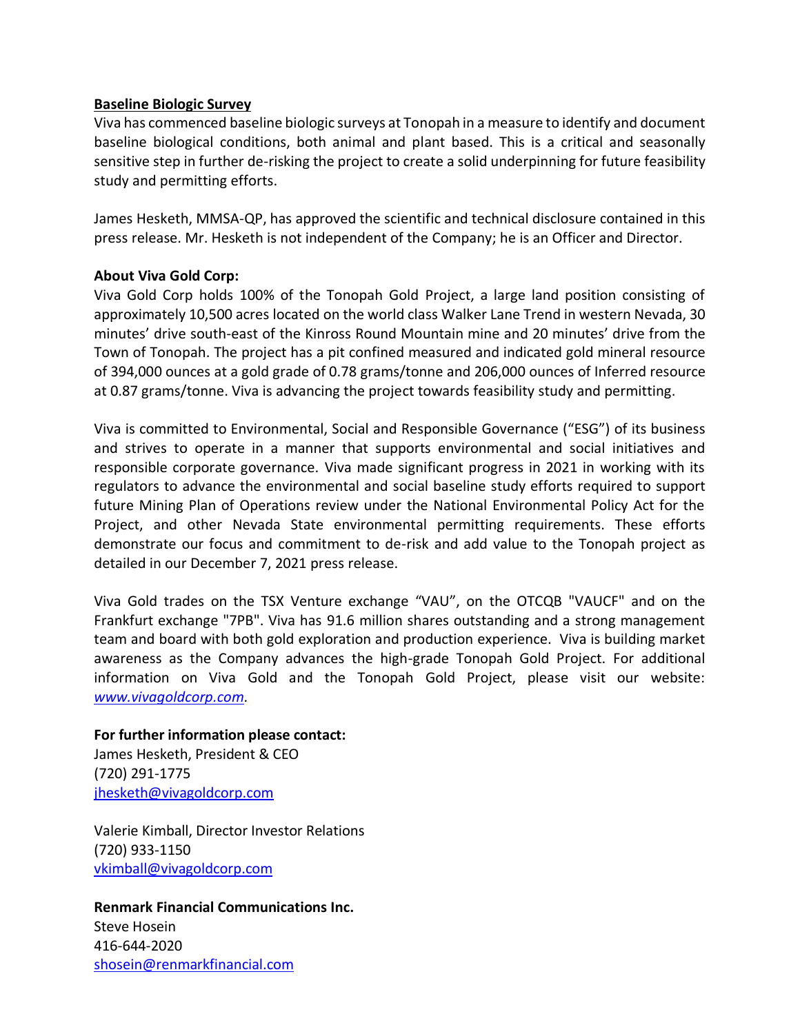**Baseline Biologic Survey**

Viva has commenced baseline biologic surveys at Tonopah in a measure to identify and document baseline biological conditions, both animal and plant based. This is a critical and seasonally sensitive step in further de-risking the project to create a solid underpinning for future feasibility study and permitting efforts.

James Hesketh, MMSA-QP, has approved the scientific and technical disclosure contained in this press release. Mr. Hesketh is not independent of the Company; he is an Officer and Director.

**About Viva Gold Corp:**

Viva Gold Corp holds 100% of the Tonopah Gold Project, a large land position consisting of approximately 10,500 acres located on the world class Walker Lane Trend in western Nevada, 30 minutes' drive south-east of the Kinross Round Mountain mine and 20 minutes' drive from the Town of Tonopah. The project has a pit confined measured and indicated gold mineral resource of 394,000 ounces at a gold grade of 0.78 grams/tonne and 206,000 ounces of Inferred resource at 0.87 grams/tonne. Viva is advancing the project towards feasibility study and permitting.

Viva is committed to Environmental, Social and Responsible Governance ("ESG") of its business and strives to operate in a manner that supports environmental and social initiatives and responsible corporate governance. Viva made significant progress in 2021 in working with its regulators to advance the environmental and social baseline study efforts required to support future Mining Plan of Operations review under the National Environmental Policy Act for the Project, and other Nevada State environmental permitting requirements. These efforts demonstrate our focus and commitment to de-risk and add value to the Tonopah project as detailed in our December 7, 2021 press release.

Viva Gold trades on the TSX Venture exchange "VAU", on the OTCQB "VAUCF" and on the Frankfurt exchange "7PB". Viva has 91.6 million shares outstanding and a strong management team and board with both gold exploration and production experience. Viva is building market awareness as the Company advances the high-grade Tonopah Gold Project. For additional information on Viva Gold and the Tonopah Gold Project, please visit our website: *www.vivagoldcorp.com*.

**For further information please contact:**

James Hesketh, President & CEO
(720) 291-1775
jhesketh@vivagoldcorp.com

Valerie Kimball, Director Investor Relations
(720) 933-1150
vkimball@vivagoldcorp.com

**Renmark Financial Communications Inc.**
Steve Hosein
416-644-2020
shosein@renmarkfinancial.com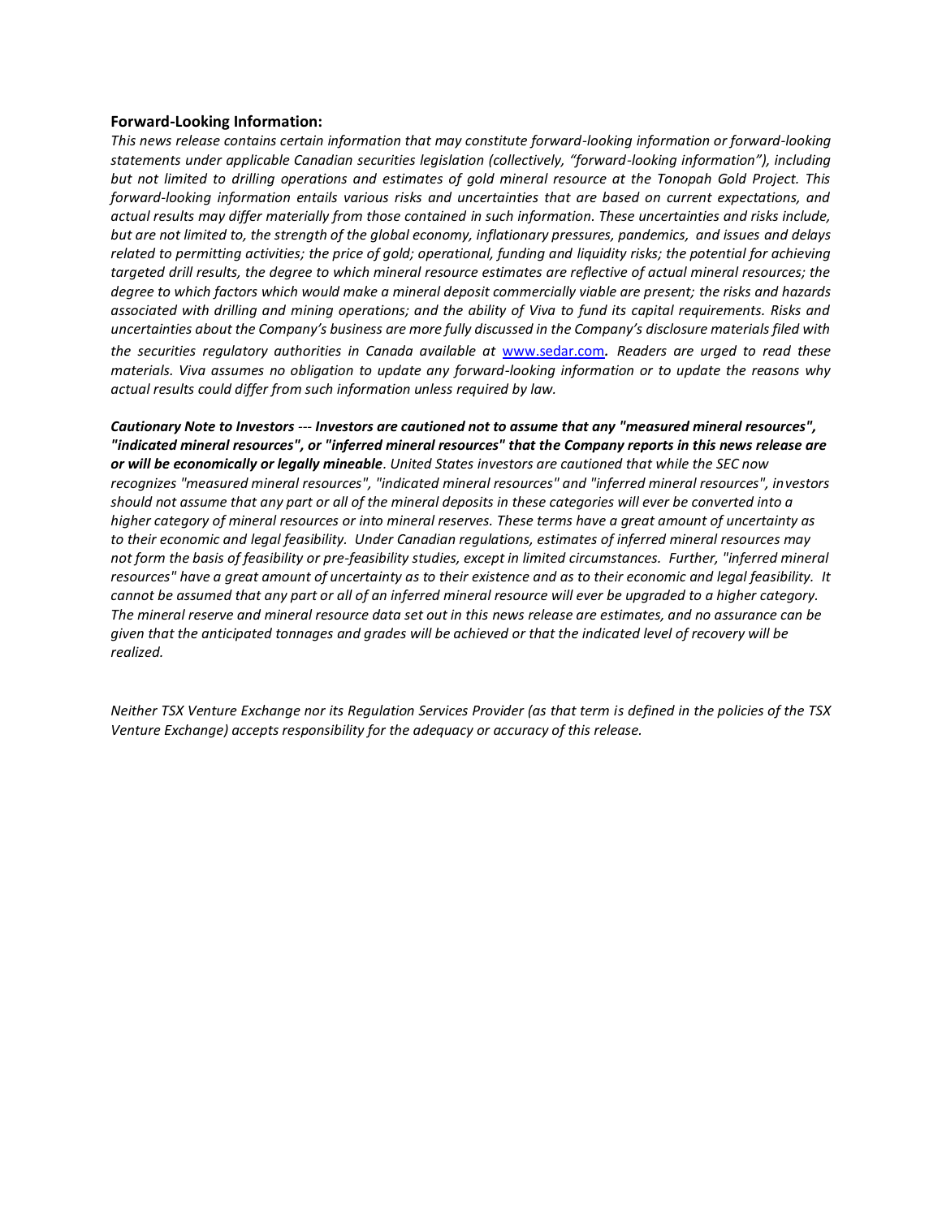**Forward-Looking Information:**

*This news release contains certain information that may constitute forward-looking information or forward-looking statements under applicable Canadian securities legislation (collectively, "forward-looking information"), including but not limited to drilling operations and estimates of gold mineral resource at the Tonopah Gold Project. This forward-looking information entails various risks and uncertainties that are based on current expectations, and actual results may differ materially from those contained in such information. These uncertainties and risks include, but are not limited to, the strength of the global economy, inflationary pressures, pandemics, and issues and delays related to permitting activities; the price of gold; operational, funding and liquidity risks; the potential for achieving targeted drill results, the degree to which mineral resource estimates are reflective of actual mineral resources; the degree to which factors which would make a mineral deposit commercially viable are present; the risks and hazards associated with drilling and mining operations; and the ability of Viva to fund its capital requirements. Risks and uncertainties about the Company's business are more fully discussed in the Company's disclosure materials filed with the securities regulatory authorities in Canada available at* [www.sedar.com](http://www.sedar.com)*. Readers are urged to read these materials. Viva assumes no obligation to update any forward-looking information or to update the reasons why actual results could differ from such information unless required by law.*

***Cautionary Note to Investors*** *---* ***Investors are cautioned not to assume that any "measured mineral resources", "indicated mineral resources", or "inferred mineral resources" that the Company reports in this news release are or will be economically or legally mineable****. United States investors are cautioned that while the SEC now recognizes "measured mineral resources", "indicated mineral resources" and "inferred mineral resources", investors should not assume that any part or all of the mineral deposits in these categories will ever be converted into a higher category of mineral resources or into mineral reserves. These terms have a great amount of uncertainty as to their economic and legal feasibility. Under Canadian regulations, estimates of inferred mineral resources may not form the basis of feasibility or pre-feasibility studies, except in limited circumstances. Further, "inferred mineral resources" have a great amount of uncertainty as to their existence and as to their economic and legal feasibility. It cannot be assumed that any part or all of an inferred mineral resource will ever be upgraded to a higher category. The mineral reserve and mineral resource data set out in this news release are estimates, and no assurance can be given that the anticipated tonnages and grades will be achieved or that the indicated level of recovery will be realized.*

*Neither TSX Venture Exchange nor its Regulation Services Provider (as that term is defined in the policies of the TSX Venture Exchange) accepts responsibility for the adequacy or accuracy of this release.*